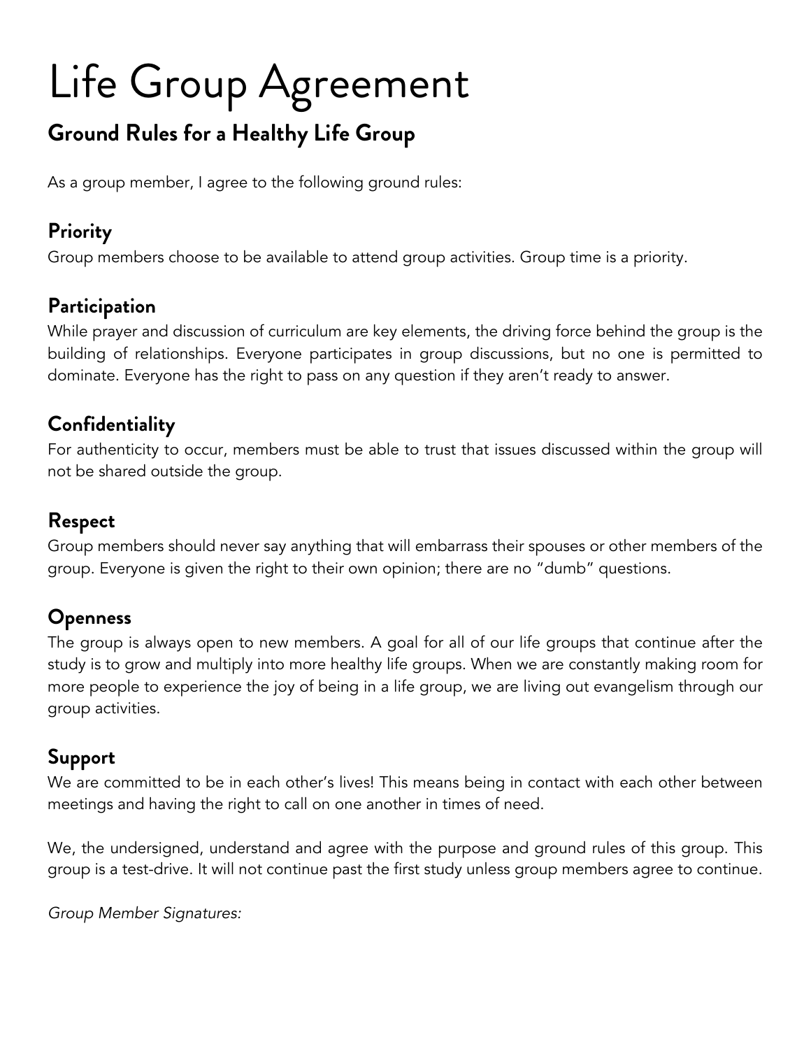# Life Group Agreement

## Ground Rules for a Healthy Life Group

As a group member, I agree to the following ground rules:

### Priority

Group members choose to be available to attend group activities. Group time is a priority.

### Participation

While prayer and discussion of curriculum are key elements, the driving force behind the group is the building of relationships. Everyone participates in group discussions, but no one is permitted to dominate. Everyone has the right to pass on any question if they aren't ready to answer.

### Confidentiality

For authenticity to occur, members must be able to trust that issues discussed within the group will not be shared outside the group.

### Respect

Group members should never say anything that will embarrass their spouses or other members of the group. Everyone is given the right to their own opinion; there are no "dumb" questions.

### Openness

The group is always open to new members. A goal for all of our life groups that continue after the study is to grow and multiply into more healthy life groups. When we are constantly making room for more people to experience the joy of being in a life group, we are living out evangelism through our group activities.

### Support

We are committed to be in each other's lives! This means being in contact with each other between meetings and having the right to call on one another in times of need.

We, the undersigned, understand and agree with the purpose and ground rules of this group. This group is a test-drive. It will not continue past the first study unless group members agree to continue.

*Group Member Signatures:*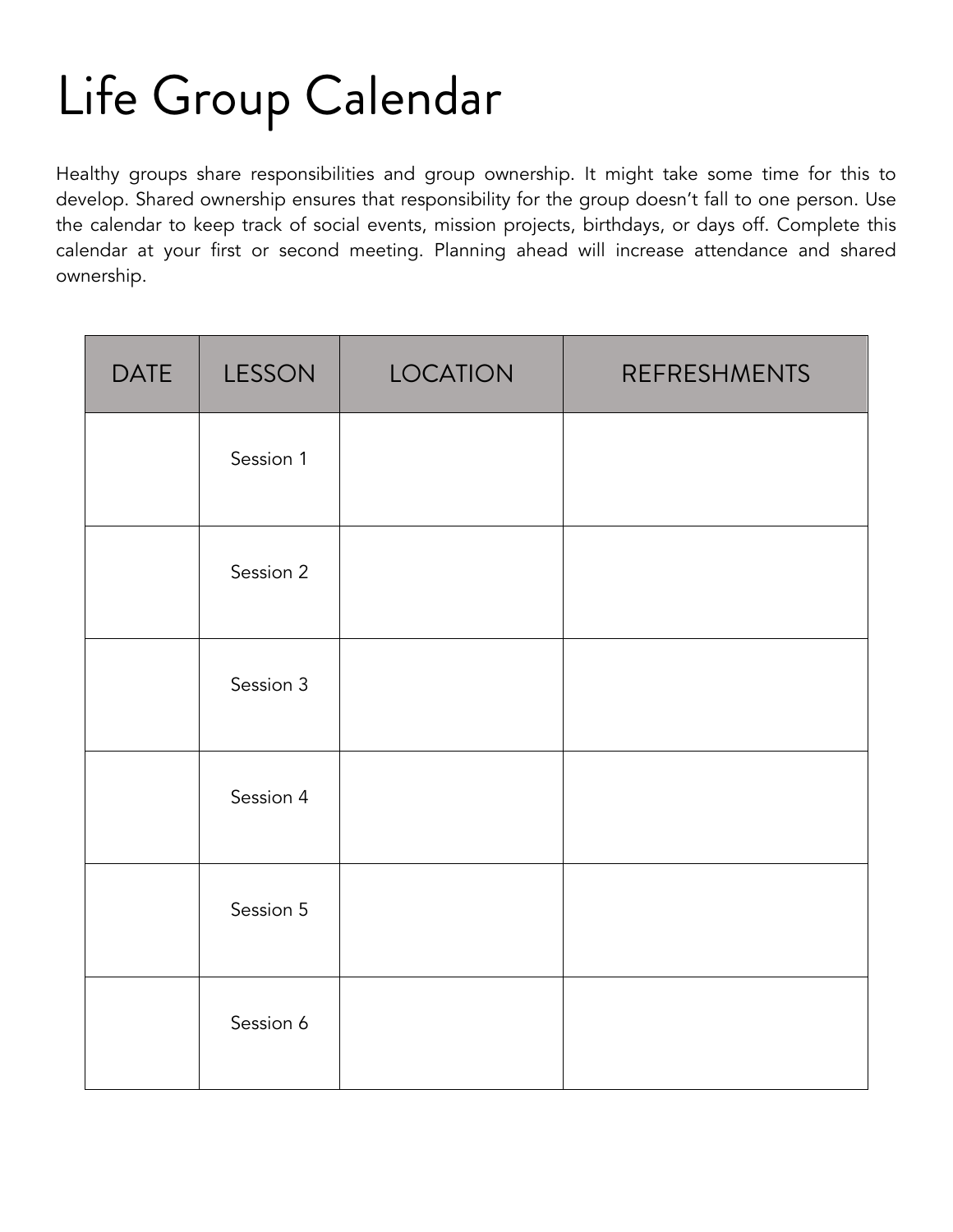# Life Group Calendar

Healthy groups share responsibilities and group ownership. It might take some time for this to develop. Shared ownership ensures that responsibility for the group doesn't fall to one person. Use the calendar to keep track of social events, mission projects, birthdays, or days off. Complete this calendar at your first or second meeting. Planning ahead will increase attendance and shared ownership.

| DATE | LESSON | LOCATION | REFRESHMENTS |
|---|---|---|---|
| | Session 1 | | |
| | Session 2 | | |
| | Session 3 | | |
| | Session 4 | | |
| | Session 5 | | |
| | Session 6 | | |